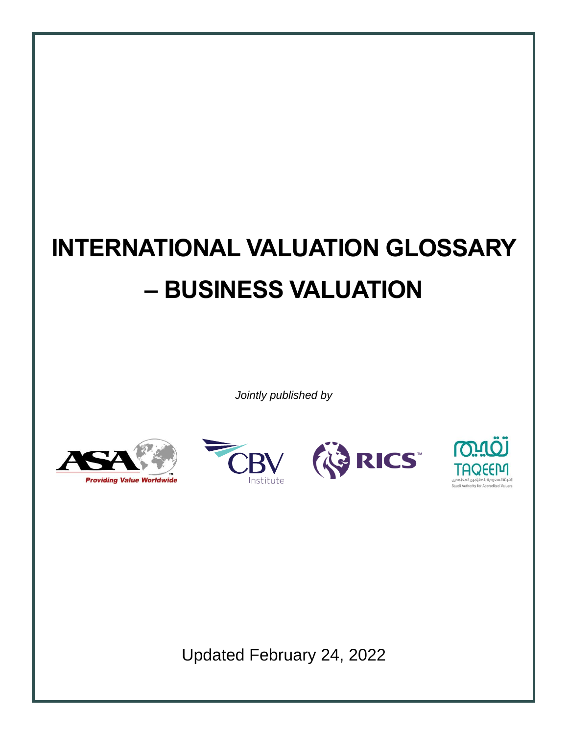# INTERNATIONAL VALUATION GLOSSARY – BUSINESS VALUATION

*Jointly published by*

Updated February 24, 2022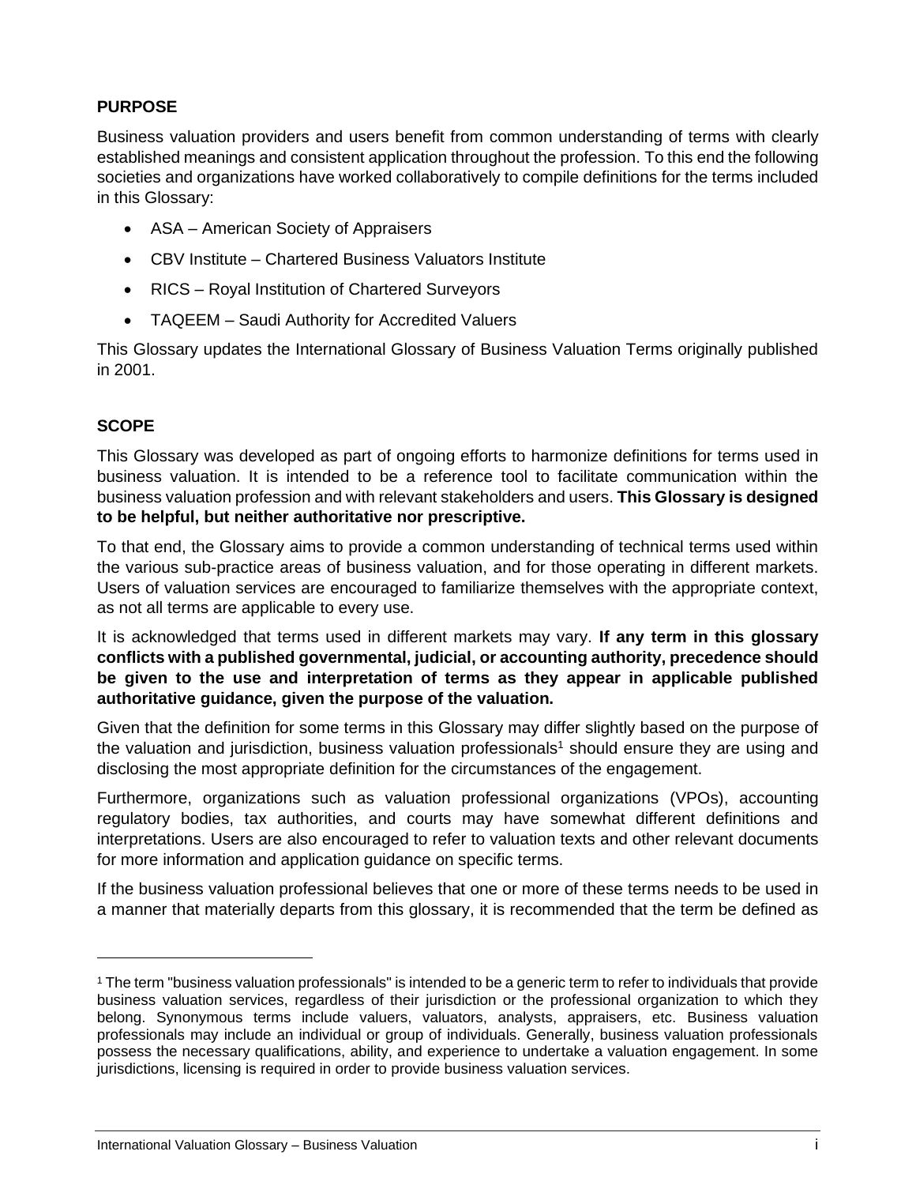## PURPOSE

Business valuation providers and users benefit from common understanding of terms with clearly established meanings and consistent application throughout the profession. To this end the following societies and organizations have worked collaboratively to compile definitions for the terms included in this Glossary:

- ASA – American Society of Appraisers
- CBV Institute – Chartered Business Valuators Institute
- RICS – Royal Institution of Chartered Surveyors
- TAQEEM – Saudi Authority for Accredited Valuers

This Glossary updates the International Glossary of Business Valuation Terms originally published in 2001.

## SCOPE

This Glossary was developed as part of ongoing efforts to harmonize definitions for terms used in business valuation. It is intended to be a reference tool to facilitate communication within the business valuation profession and with relevant stakeholders and users. **This Glossary is designed to be helpful, but neither authoritative nor prescriptive.**

To that end, the Glossary aims to provide a common understanding of technical terms used within the various sub-practice areas of business valuation, and for those operating in different markets. Users of valuation services are encouraged to familiarize themselves with the appropriate context, as not all terms are applicable to every use.

It is acknowledged that terms used in different markets may vary. **If any term in this glossary conflicts with a published governmental, judicial, or accounting authority, precedence should be given to the use and interpretation of terms as they appear in applicable published authoritative guidance, given the purpose of the valuation.**

Given that the definition for some terms in this Glossary may differ slightly based on the purpose of the valuation and jurisdiction, business valuation professionals[1] should ensure they are using and disclosing the most appropriate definition for the circumstances of the engagement.

Furthermore, organizations such as valuation professional organizations (VPOs), accounting regulatory bodies, tax authorities, and courts may have somewhat different definitions and interpretations. Users are also encouraged to refer to valuation texts and other relevant documents for more information and application guidance on specific terms.

If the business valuation professional believes that one or more of these terms needs to be used in a manner that materially departs from this glossary, it is recommended that the term be defined as

[1] The term "business valuation professionals" is intended to be a generic term to refer to individuals that provide business valuation services, regardless of their jurisdiction or the professional organization to which they belong. Synonymous terms include valuers, valuators, analysts, appraisers, etc. Business valuation professionals may include an individual or group of individuals. Generally, business valuation professionals possess the necessary qualifications, ability, and experience to undertake a valuation engagement. In some jurisdictions, licensing is required in order to provide business valuation services.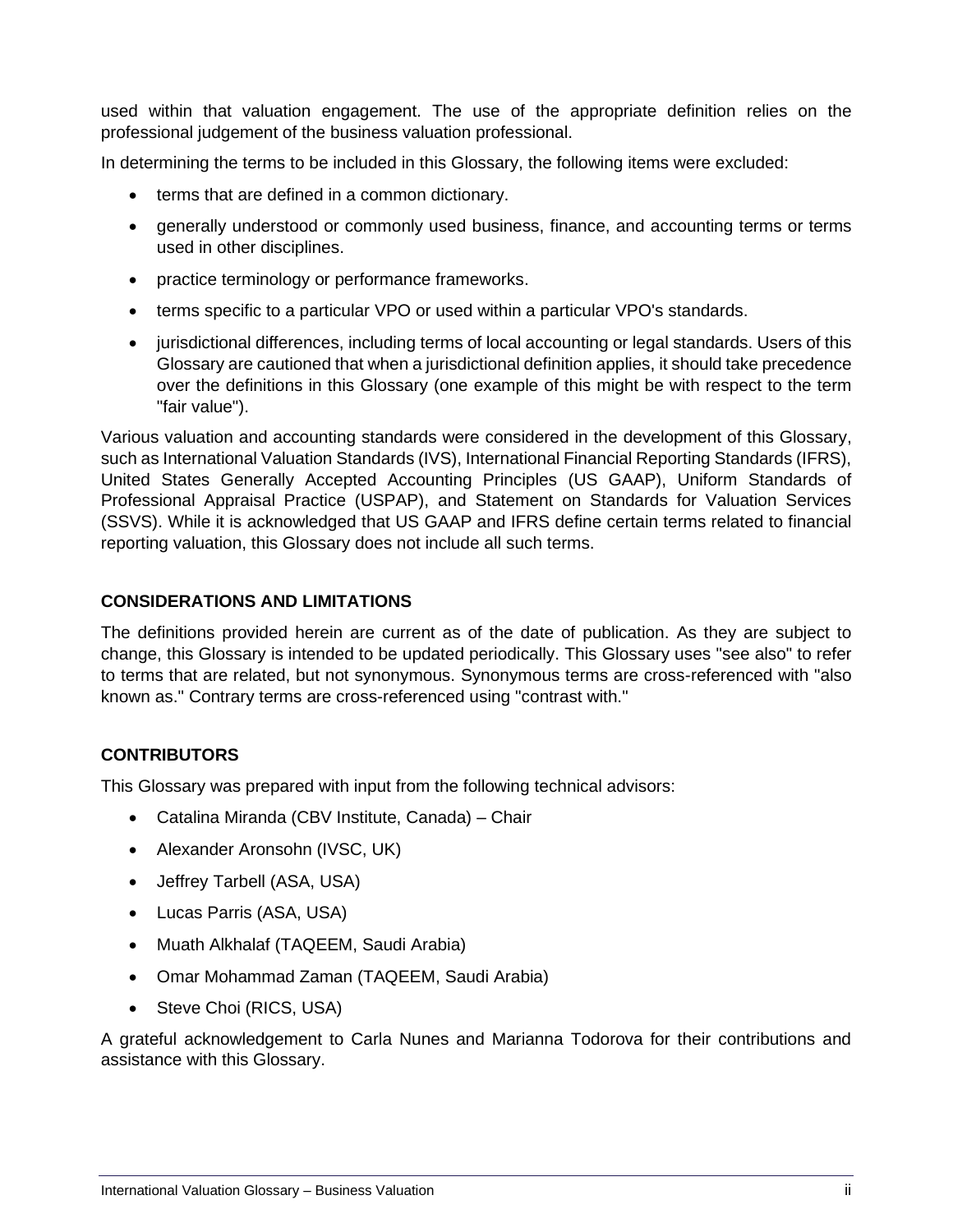used within that valuation engagement. The use of the appropriate definition relies on the professional judgement of the business valuation professional.

In determining the terms to be included in this Glossary, the following items were excluded:

- terms that are defined in a common dictionary.
- generally understood or commonly used business, finance, and accounting terms or terms used in other disciplines.
- practice terminology or performance frameworks.
- terms specific to a particular VPO or used within a particular VPO's standards.
- jurisdictional differences, including terms of local accounting or legal standards. Users of this Glossary are cautioned that when a jurisdictional definition applies, it should take precedence over the definitions in this Glossary (one example of this might be with respect to the term "fair value").

Various valuation and accounting standards were considered in the development of this Glossary, such as International Valuation Standards (IVS), International Financial Reporting Standards (IFRS), United States Generally Accepted Accounting Principles (US GAAP), Uniform Standards of Professional Appraisal Practice (USPAP), and Statement on Standards for Valuation Services (SSVS). While it is acknowledged that US GAAP and IFRS define certain terms related to financial reporting valuation, this Glossary does not include all such terms.

## CONSIDERATIONS AND LIMITATIONS

The definitions provided herein are current as of the date of publication. As they are subject to change, this Glossary is intended to be updated periodically. This Glossary uses "see also" to refer to terms that are related, but not synonymous. Synonymous terms are cross-referenced with "also known as." Contrary terms are cross-referenced using "contrast with."

## CONTRIBUTORS

This Glossary was prepared with input from the following technical advisors:

- Catalina Miranda (CBV Institute, Canada) – Chair
- Alexander Aronsohn (IVSC, UK)
- Jeffrey Tarbell (ASA, USA)
- Lucas Parris (ASA, USA)
- Muath Alkhalaf (TAQEEM, Saudi Arabia)
- Omar Mohammad Zaman (TAQEEM, Saudi Arabia)
- Steve Choi (RICS, USA)

A grateful acknowledgement to Carla Nunes and Marianna Todorova for their contributions and assistance with this Glossary.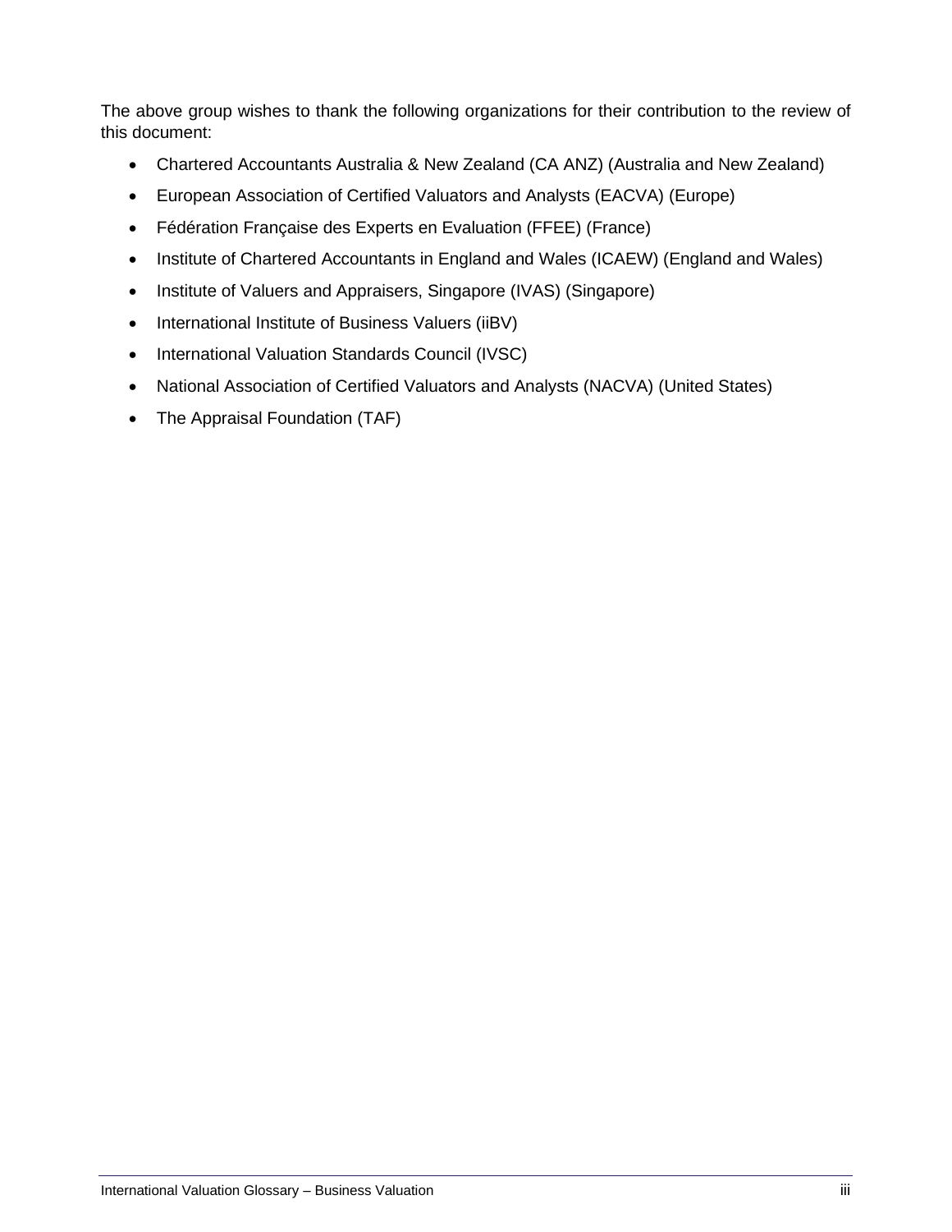The above group wishes to thank the following organizations for their contribution to the review of this document:

- Chartered Accountants Australia & New Zealand (CA ANZ) (Australia and New Zealand)
- European Association of Certified Valuators and Analysts (EACVA) (Europe)
- Fédération Française des Experts en Evaluation (FFEE) (France)
- Institute of Chartered Accountants in England and Wales (ICAEW) (England and Wales)
- Institute of Valuers and Appraisers, Singapore (IVAS) (Singapore)
- International Institute of Business Valuers (iiBV)
- International Valuation Standards Council (IVSC)
- National Association of Certified Valuators and Analysts (NACVA) (United States)
- The Appraisal Foundation (TAF)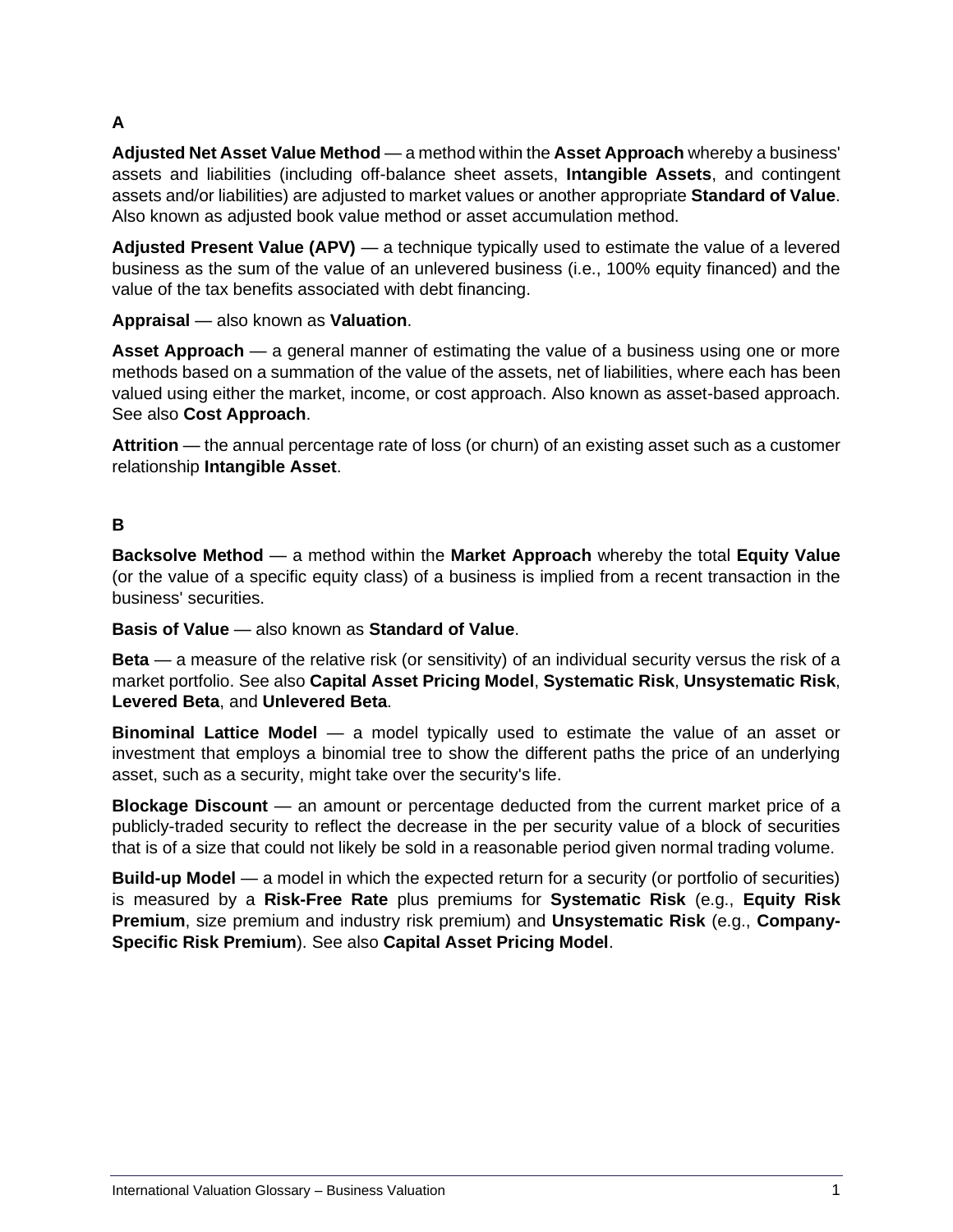## A

**Adjusted Net Asset Value Method** — a method within the **Asset Approach** whereby a business' assets and liabilities (including off-balance sheet assets, **Intangible Assets**, and contingent assets and/or liabilities) are adjusted to market values or another appropriate **Standard of Value**. Also known as adjusted book value method or asset accumulation method.

**Adjusted Present Value (APV)** — a technique typically used to estimate the value of a levered business as the sum of the value of an unlevered business (i.e., 100% equity financed) and the value of the tax benefits associated with debt financing.

**Appraisal** — also known as **Valuation**.

**Asset Approach** — a general manner of estimating the value of a business using one or more methods based on a summation of the value of the assets, net of liabilities, where each has been valued using either the market, income, or cost approach. Also known as asset-based approach. See also **Cost Approach**.

**Attrition** — the annual percentage rate of loss (or churn) of an existing asset such as a customer relationship **Intangible Asset**.

## B

**Backsolve Method** — a method within the **Market Approach** whereby the total **Equity Value** (or the value of a specific equity class) of a business is implied from a recent transaction in the business' securities.

**Basis of Value** — also known as **Standard of Value**.

**Beta** — a measure of the relative risk (or sensitivity) of an individual security versus the risk of a market portfolio. See also **Capital Asset Pricing Model**, **Systematic Risk**, **Unsystematic Risk**, **Levered Beta**, and **Unlevered Beta**.

**Binominal Lattice Model** — a model typically used to estimate the value of an asset or investment that employs a binomial tree to show the different paths the price of an underlying asset, such as a security, might take over the security's life.

**Blockage Discount** — an amount or percentage deducted from the current market price of a publicly-traded security to reflect the decrease in the per security value of a block of securities that is of a size that could not likely be sold in a reasonable period given normal trading volume.

**Build-up Model** — a model in which the expected return for a security (or portfolio of securities) is measured by a **Risk-Free Rate** plus premiums for **Systematic Risk** (e.g., **Equity Risk Premium**, size premium and industry risk premium) and **Unsystematic Risk** (e.g., **Company-Specific Risk Premium**). See also **Capital Asset Pricing Model**.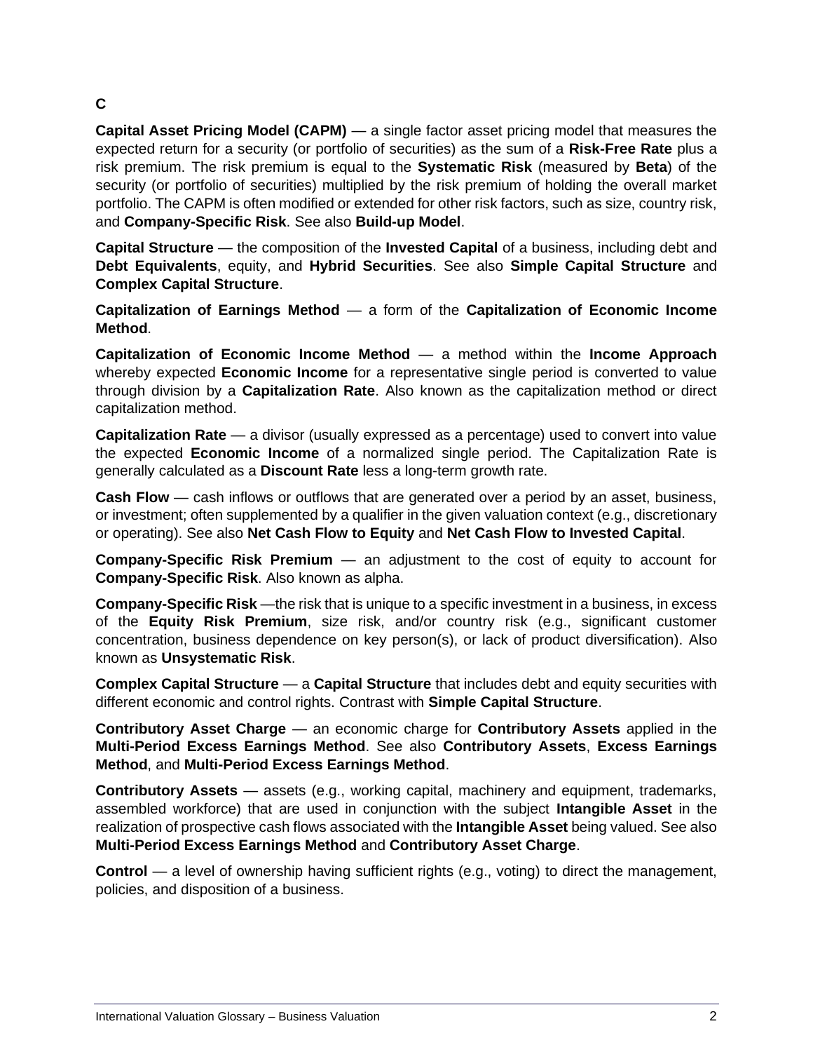## C

**Capital Asset Pricing Model (CAPM)** — a single factor asset pricing model that measures the expected return for a security (or portfolio of securities) as the sum of a **Risk-Free Rate** plus a risk premium. The risk premium is equal to the **Systematic Risk** (measured by **Beta**) of the security (or portfolio of securities) multiplied by the risk premium of holding the overall market portfolio. The CAPM is often modified or extended for other risk factors, such as size, country risk, and **Company-Specific Risk**. See also **Build-up Model**.

**Capital Structure** — the composition of the **Invested Capital** of a business, including debt and **Debt Equivalents**, equity, and **Hybrid Securities**. See also **Simple Capital Structure** and **Complex Capital Structure**.

**Capitalization of Earnings Method** — a form of the **Capitalization of Economic Income Method**.

**Capitalization of Economic Income Method** — a method within the **Income Approach** whereby expected **Economic Income** for a representative single period is converted to value through division by a **Capitalization Rate**. Also known as the capitalization method or direct capitalization method.

**Capitalization Rate** — a divisor (usually expressed as a percentage) used to convert into value the expected **Economic Income** of a normalized single period. The Capitalization Rate is generally calculated as a **Discount Rate** less a long-term growth rate.

**Cash Flow** — cash inflows or outflows that are generated over a period by an asset, business, or investment; often supplemented by a qualifier in the given valuation context (e.g., discretionary or operating). See also **Net Cash Flow to Equity** and **Net Cash Flow to Invested Capital**.

**Company-Specific Risk Premium** — an adjustment to the cost of equity to account for **Company-Specific Risk**. Also known as alpha.

**Company-Specific Risk** —the risk that is unique to a specific investment in a business, in excess of the **Equity Risk Premium**, size risk, and/or country risk (e.g., significant customer concentration, business dependence on key person(s), or lack of product diversification). Also known as **Unsystematic Risk**.

**Complex Capital Structure** — a **Capital Structure** that includes debt and equity securities with different economic and control rights. Contrast with **Simple Capital Structure**.

**Contributory Asset Charge** — an economic charge for **Contributory Assets** applied in the **Multi-Period Excess Earnings Method**. See also **Contributory Assets**, **Excess Earnings Method**, and **Multi-Period Excess Earnings Method**.

**Contributory Assets** — assets (e.g., working capital, machinery and equipment, trademarks, assembled workforce) that are used in conjunction with the subject **Intangible Asset** in the realization of prospective cash flows associated with the **Intangible Asset** being valued. See also **Multi-Period Excess Earnings Method** and **Contributory Asset Charge**.

**Control** — a level of ownership having sufficient rights (e.g., voting) to direct the management, policies, and disposition of a business.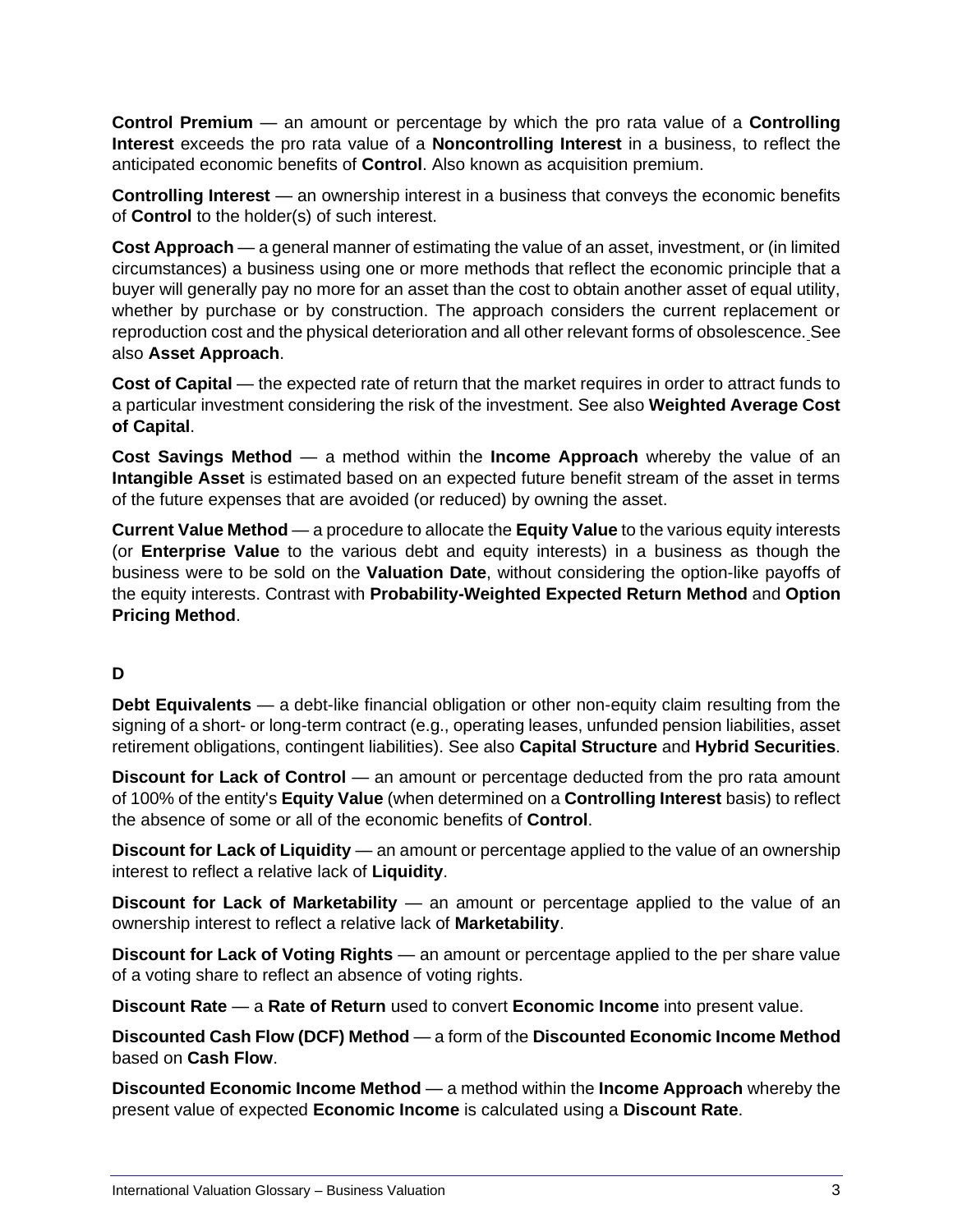**Control Premium** — an amount or percentage by which the pro rata value of a **Controlling Interest** exceeds the pro rata value of a **Noncontrolling Interest** in a business, to reflect the anticipated economic benefits of **Control**. Also known as acquisition premium.

**Controlling Interest** — an ownership interest in a business that conveys the economic benefits of **Control** to the holder(s) of such interest.

**Cost Approach** — a general manner of estimating the value of an asset, investment, or (in limited circumstances) a business using one or more methods that reflect the economic principle that a buyer will generally pay no more for an asset than the cost to obtain another asset of equal utility, whether by purchase or by construction. The approach considers the current replacement or reproduction cost and the physical deterioration and all other relevant forms of obsolescence. See also **Asset Approach**.

**Cost of Capital** — the expected rate of return that the market requires in order to attract funds to a particular investment considering the risk of the investment. See also **Weighted Average Cost of Capital**.

**Cost Savings Method** — a method within the **Income Approach** whereby the value of an **Intangible Asset** is estimated based on an expected future benefit stream of the asset in terms of the future expenses that are avoided (or reduced) by owning the asset.

**Current Value Method** — a procedure to allocate the **Equity Value** to the various equity interests (or **Enterprise Value** to the various debt and equity interests) in a business as though the business were to be sold on the **Valuation Date**, without considering the option-like payoffs of the equity interests. Contrast with **Probability-Weighted Expected Return Method** and **Option Pricing Method**.

## D

**Debt Equivalents** — a debt-like financial obligation or other non-equity claim resulting from the signing of a short- or long-term contract (e.g., operating leases, unfunded pension liabilities, asset retirement obligations, contingent liabilities). See also **Capital Structure** and **Hybrid Securities**.

**Discount for Lack of Control** — an amount or percentage deducted from the pro rata amount of 100% of the entity's **Equity Value** (when determined on a **Controlling Interest** basis) to reflect the absence of some or all of the economic benefits of **Control**.

**Discount for Lack of Liquidity** — an amount or percentage applied to the value of an ownership interest to reflect a relative lack of **Liquidity**.

**Discount for Lack of Marketability** — an amount or percentage applied to the value of an ownership interest to reflect a relative lack of **Marketability**.

**Discount for Lack of Voting Rights** — an amount or percentage applied to the per share value of a voting share to reflect an absence of voting rights.

**Discount Rate** — a **Rate of Return** used to convert **Economic Income** into present value.

**Discounted Cash Flow (DCF) Method** — a form of the **Discounted Economic Income Method** based on **Cash Flow**.

**Discounted Economic Income Method** — a method within the **Income Approach** whereby the present value of expected **Economic Income** is calculated using a **Discount Rate**.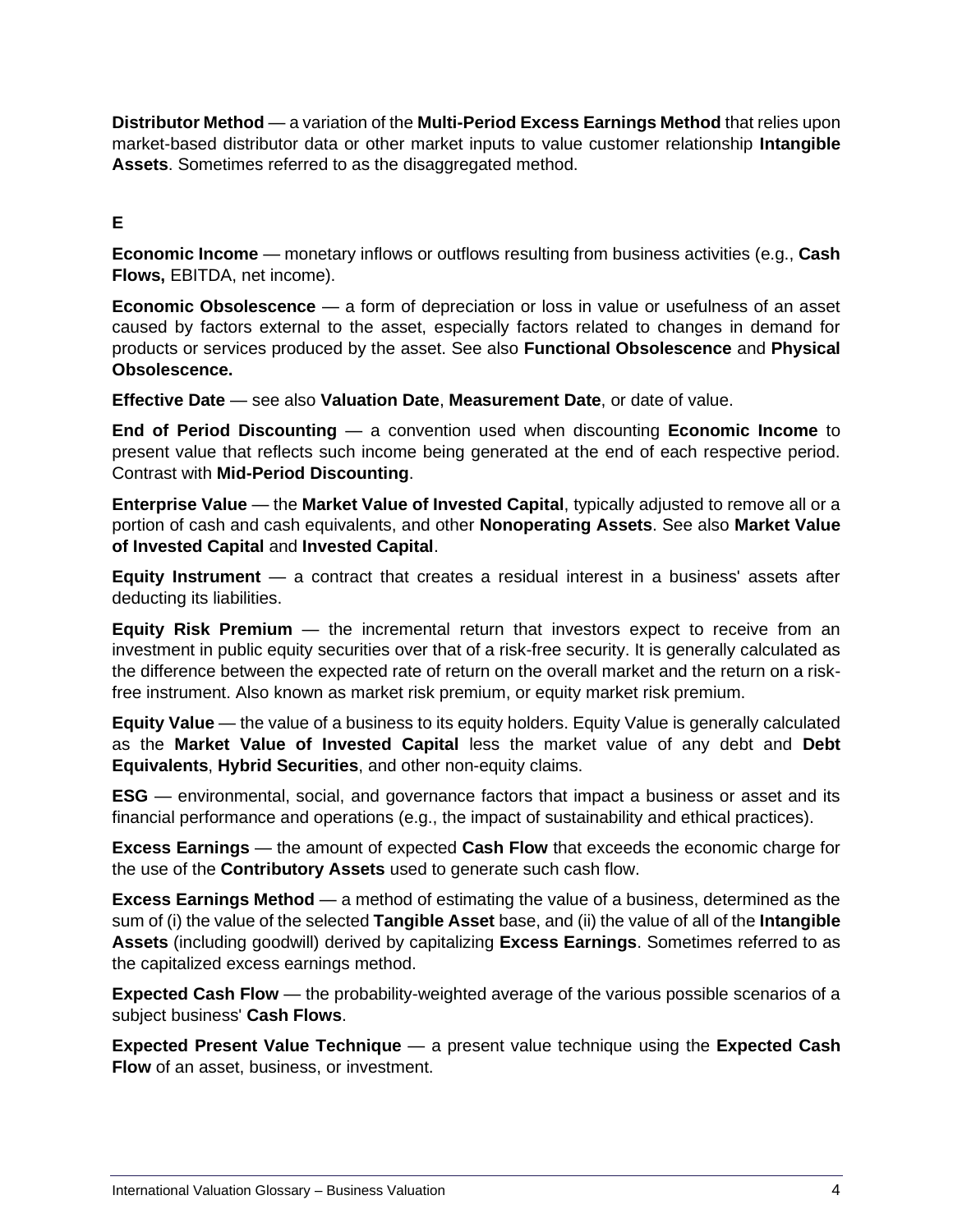**Distributor Method** — a variation of the **Multi-Period Excess Earnings Method** that relies upon market-based distributor data or other market inputs to value customer relationship **Intangible Assets**. Sometimes referred to as the disaggregated method.

## E

**Economic Income** — monetary inflows or outflows resulting from business activities (e.g., **Cash Flows,** EBITDA, net income).

**Economic Obsolescence** — a form of depreciation or loss in value or usefulness of an asset caused by factors external to the asset, especially factors related to changes in demand for products or services produced by the asset. See also **Functional Obsolescence** and **Physical Obsolescence.**

**Effective Date** — see also **Valuation Date**, **Measurement Date**, or date of value.

**End of Period Discounting** — a convention used when discounting **Economic Income** to present value that reflects such income being generated at the end of each respective period. Contrast with **Mid-Period Discounting**.

**Enterprise Value** — the **Market Value of Invested Capital**, typically adjusted to remove all or a portion of cash and cash equivalents, and other **Nonoperating Assets**. See also **Market Value of Invested Capital** and **Invested Capital**.

**Equity Instrument** — a contract that creates a residual interest in a business' assets after deducting its liabilities.

**Equity Risk Premium** — the incremental return that investors expect to receive from an investment in public equity securities over that of a risk-free security. It is generally calculated as the difference between the expected rate of return on the overall market and the return on a risk-free instrument. Also known as market risk premium, or equity market risk premium.

**Equity Value** — the value of a business to its equity holders. Equity Value is generally calculated as the **Market Value of Invested Capital** less the market value of any debt and **Debt Equivalents**, **Hybrid Securities**, and other non-equity claims.

**ESG** — environmental, social, and governance factors that impact a business or asset and its financial performance and operations (e.g., the impact of sustainability and ethical practices).

**Excess Earnings** — the amount of expected **Cash Flow** that exceeds the economic charge for the use of the **Contributory Assets** used to generate such cash flow.

**Excess Earnings Method** — a method of estimating the value of a business, determined as the sum of (i) the value of the selected **Tangible Asset** base, and (ii) the value of all of the **Intangible Assets** (including goodwill) derived by capitalizing **Excess Earnings**. Sometimes referred to as the capitalized excess earnings method.

**Expected Cash Flow** — the probability-weighted average of the various possible scenarios of a subject business' **Cash Flows**.

**Expected Present Value Technique** — a present value technique using the **Expected Cash Flow** of an asset, business, or investment.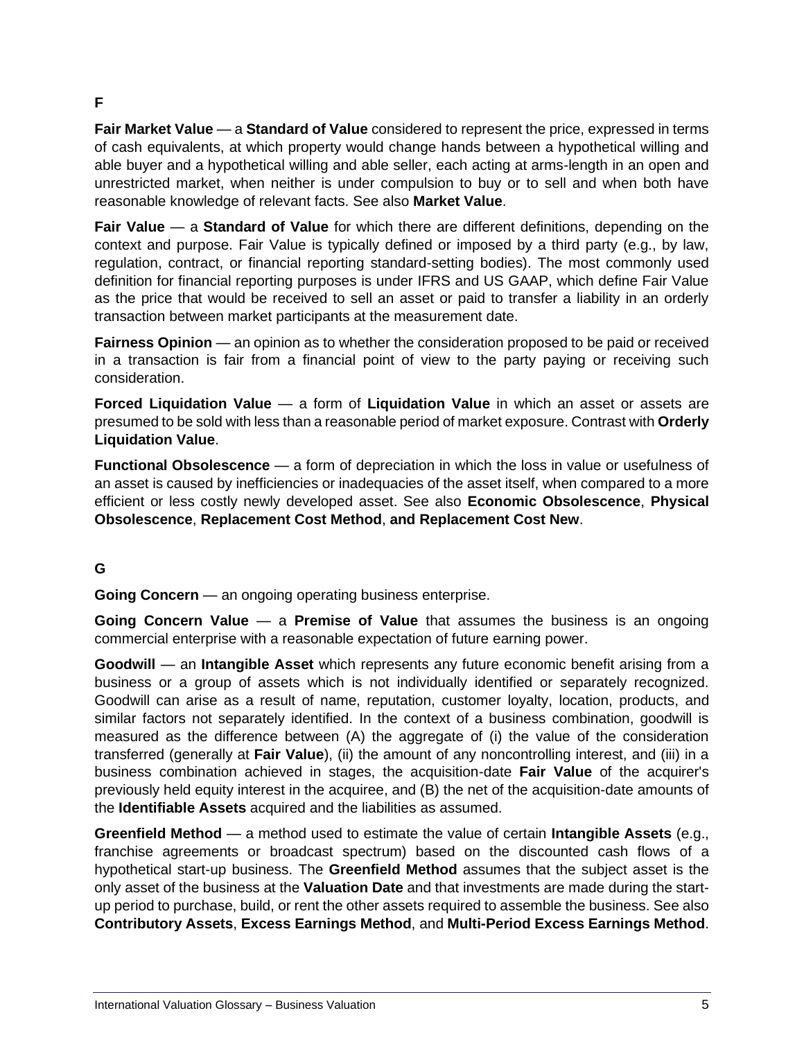## F

**Fair Market Value** — a **Standard of Value** considered to represent the price, expressed in terms of cash equivalents, at which property would change hands between a hypothetical willing and able buyer and a hypothetical willing and able seller, each acting at arms-length in an open and unrestricted market, when neither is under compulsion to buy or to sell and when both have reasonable knowledge of relevant facts. See also **Market Value**.

**Fair Value** — a **Standard of Value** for which there are different definitions, depending on the context and purpose. Fair Value is typically defined or imposed by a third party (e.g., by law, regulation, contract, or financial reporting standard-setting bodies). The most commonly used definition for financial reporting purposes is under IFRS and US GAAP, which define Fair Value as the price that would be received to sell an asset or paid to transfer a liability in an orderly transaction between market participants at the measurement date.

**Fairness Opinion** — an opinion as to whether the consideration proposed to be paid or received in a transaction is fair from a financial point of view to the party paying or receiving such consideration.

**Forced Liquidation Value** — a form of **Liquidation Value** in which an asset or assets are presumed to be sold with less than a reasonable period of market exposure. Contrast with **Orderly Liquidation Value**.

**Functional Obsolescence** — a form of depreciation in which the loss in value or usefulness of an asset is caused by inefficiencies or inadequacies of the asset itself, when compared to a more efficient or less costly newly developed asset. See also **Economic Obsolescence**, **Physical Obsolescence**, **Replacement Cost Method**, **and Replacement Cost New**.

## G

**Going Concern** — an ongoing operating business enterprise.

**Going Concern Value** — a **Premise of Value** that assumes the business is an ongoing commercial enterprise with a reasonable expectation of future earning power.

**Goodwill** — an **Intangible Asset** which represents any future economic benefit arising from a business or a group of assets which is not individually identified or separately recognized. Goodwill can arise as a result of name, reputation, customer loyalty, location, products, and similar factors not separately identified. In the context of a business combination, goodwill is measured as the difference between (A) the aggregate of (i) the value of the consideration transferred (generally at **Fair Value**), (ii) the amount of any noncontrolling interest, and (iii) in a business combination achieved in stages, the acquisition-date **Fair Value** of the acquirer's previously held equity interest in the acquiree, and (B) the net of the acquisition-date amounts of the **Identifiable Assets** acquired and the liabilities as assumed.

**Greenfield Method** — a method used to estimate the value of certain **Intangible Assets** (e.g., franchise agreements or broadcast spectrum) based on the discounted cash flows of a hypothetical start-up business. The **Greenfield Method** assumes that the subject asset is the only asset of the business at the **Valuation Date** and that investments are made during the start-up period to purchase, build, or rent the other assets required to assemble the business. See also **Contributory Assets**, **Excess Earnings Method**, and **Multi-Period Excess Earnings Method**.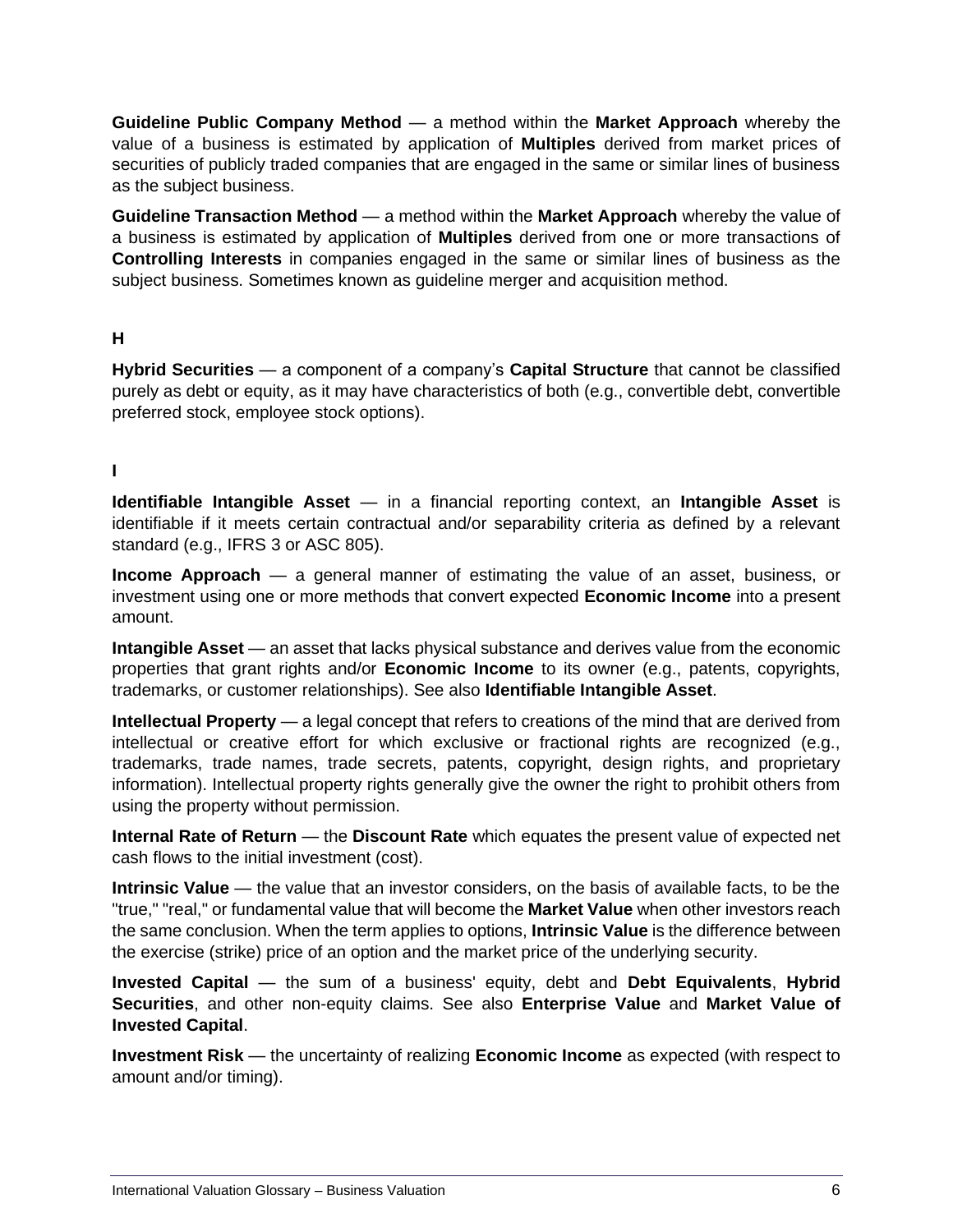**Guideline Public Company Method** — a method within the **Market Approach** whereby the value of a business is estimated by application of **Multiples** derived from market prices of securities of publicly traded companies that are engaged in the same or similar lines of business as the subject business.

**Guideline Transaction Method** — a method within the **Market Approach** whereby the value of a business is estimated by application of **Multiples** derived from one or more transactions of **Controlling Interests** in companies engaged in the same or similar lines of business as the subject business. Sometimes known as guideline merger and acquisition method.

**H**

**Hybrid Securities** — a component of a company's **Capital Structure** that cannot be classified purely as debt or equity, as it may have characteristics of both (e.g., convertible debt, convertible preferred stock, employee stock options).

**I**

**Identifiable Intangible Asset** — in a financial reporting context, an **Intangible Asset** is identifiable if it meets certain contractual and/or separability criteria as defined by a relevant standard (e.g., IFRS 3 or ASC 805).

**Income Approach** — a general manner of estimating the value of an asset, business, or investment using one or more methods that convert expected **Economic Income** into a present amount.

**Intangible Asset** — an asset that lacks physical substance and derives value from the economic properties that grant rights and/or **Economic Income** to its owner (e.g., patents, copyrights, trademarks, or customer relationships). See also **Identifiable Intangible Asset**.

**Intellectual Property** — a legal concept that refers to creations of the mind that are derived from intellectual or creative effort for which exclusive or fractional rights are recognized (e.g., trademarks, trade names, trade secrets, patents, copyright, design rights, and proprietary information). Intellectual property rights generally give the owner the right to prohibit others from using the property without permission.

**Internal Rate of Return** — the **Discount Rate** which equates the present value of expected net cash flows to the initial investment (cost).

**Intrinsic Value** — the value that an investor considers, on the basis of available facts, to be the "true," "real," or fundamental value that will become the **Market Value** when other investors reach the same conclusion. When the term applies to options, **Intrinsic Value** is the difference between the exercise (strike) price of an option and the market price of the underlying security.

**Invested Capital** — the sum of a business' equity, debt and **Debt Equivalents**, **Hybrid Securities**, and other non-equity claims. See also **Enterprise Value** and **Market Value of Invested Capital**.

**Investment Risk** — the uncertainty of realizing **Economic Income** as expected (with respect to amount and/or timing).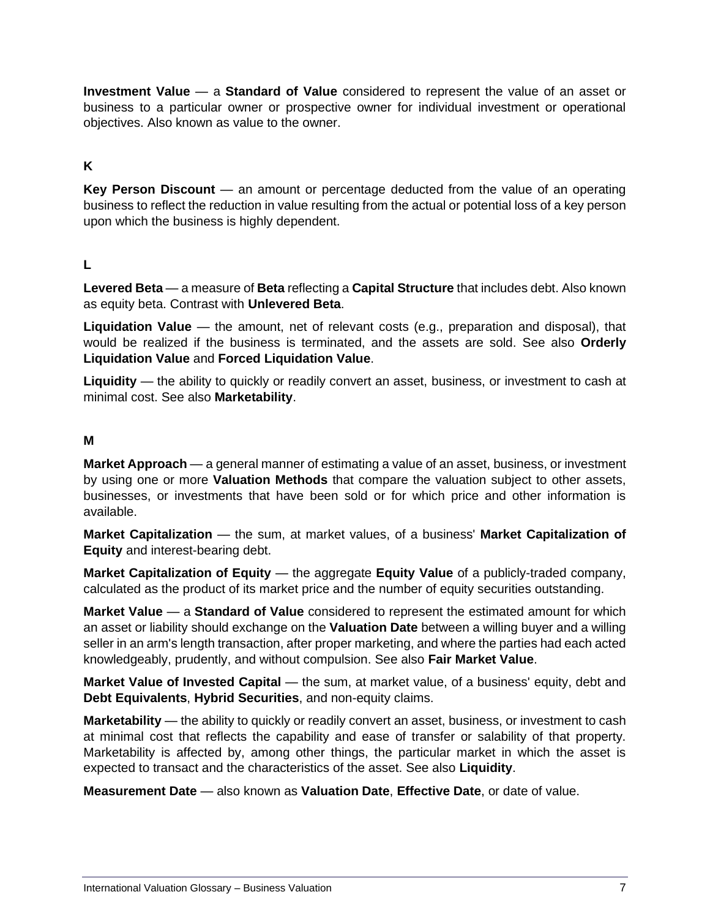**Investment Value** — a **Standard of Value** considered to represent the value of an asset or business to a particular owner or prospective owner for individual investment or operational objectives. Also known as value to the owner.

## K

**Key Person Discount** — an amount or percentage deducted from the value of an operating business to reflect the reduction in value resulting from the actual or potential loss of a key person upon which the business is highly dependent.

## L

**Levered Beta** — a measure of **Beta** reflecting a **Capital Structure** that includes debt. Also known as equity beta. Contrast with **Unlevered Beta**.

**Liquidation Value** — the amount, net of relevant costs (e.g., preparation and disposal), that would be realized if the business is terminated, and the assets are sold. See also **Orderly Liquidation Value** and **Forced Liquidation Value**.

**Liquidity** — the ability to quickly or readily convert an asset, business, or investment to cash at minimal cost. See also **Marketability**.

## M

**Market Approach** — a general manner of estimating a value of an asset, business, or investment by using one or more **Valuation Methods** that compare the valuation subject to other assets, businesses, or investments that have been sold or for which price and other information is available.

**Market Capitalization** — the sum, at market values, of a business' **Market Capitalization of Equity** and interest-bearing debt.

**Market Capitalization of Equity** — the aggregate **Equity Value** of a publicly-traded company, calculated as the product of its market price and the number of equity securities outstanding.

**Market Value** — a **Standard of Value** considered to represent the estimated amount for which an asset or liability should exchange on the **Valuation Date** between a willing buyer and a willing seller in an arm's length transaction, after proper marketing, and where the parties had each acted knowledgeably, prudently, and without compulsion. See also **Fair Market Value**.

**Market Value of Invested Capital** — the sum, at market value, of a business' equity, debt and **Debt Equivalents**, **Hybrid Securities**, and non-equity claims.

**Marketability** — the ability to quickly or readily convert an asset, business, or investment to cash at minimal cost that reflects the capability and ease of transfer or salability of that property. Marketability is affected by, among other things, the particular market in which the asset is expected to transact and the characteristics of the asset. See also **Liquidity**.

**Measurement Date** — also known as **Valuation Date**, **Effective Date**, or date of value.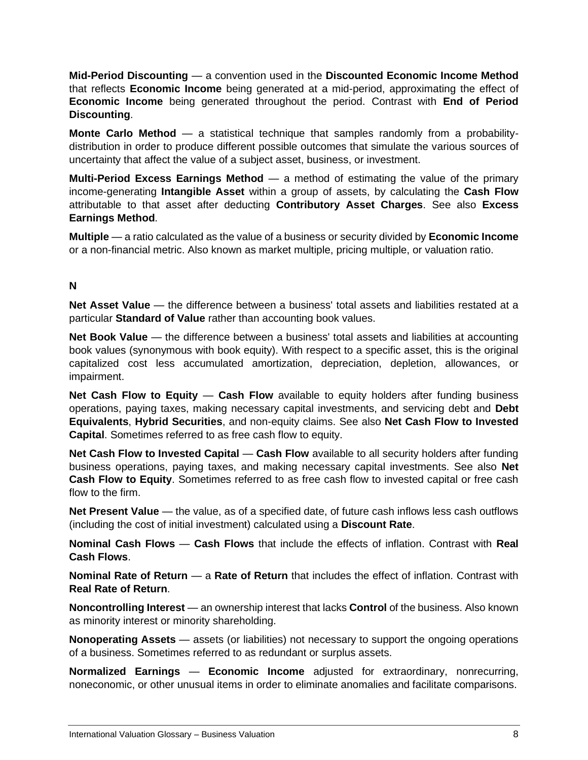**Mid-Period Discounting** — a convention used in the **Discounted Economic Income Method** that reflects **Economic Income** being generated at a mid-period, approximating the effect of **Economic Income** being generated throughout the period. Contrast with **End of Period Discounting**.

**Monte Carlo Method** — a statistical technique that samples randomly from a probability-distribution in order to produce different possible outcomes that simulate the various sources of uncertainty that affect the value of a subject asset, business, or investment.

**Multi-Period Excess Earnings Method** — a method of estimating the value of the primary income-generating **Intangible Asset** within a group of assets, by calculating the **Cash Flow** attributable to that asset after deducting **Contributory Asset Charges**. See also **Excess Earnings Method**.

**Multiple** — a ratio calculated as the value of a business or security divided by **Economic Income** or a non-financial metric. Also known as market multiple, pricing multiple, or valuation ratio.

## N

**Net Asset Value** — the difference between a business' total assets and liabilities restated at a particular **Standard of Value** rather than accounting book values.

**Net Book Value** — the difference between a business' total assets and liabilities at accounting book values (synonymous with book equity). With respect to a specific asset, this is the original capitalized cost less accumulated amortization, depreciation, depletion, allowances, or impairment.

**Net Cash Flow to Equity** — **Cash Flow** available to equity holders after funding business operations, paying taxes, making necessary capital investments, and servicing debt and **Debt Equivalents**, **Hybrid Securities**, and non-equity claims. See also **Net Cash Flow to Invested Capital**. Sometimes referred to as free cash flow to equity.

**Net Cash Flow to Invested Capital** — **Cash Flow** available to all security holders after funding business operations, paying taxes, and making necessary capital investments. See also **Net Cash Flow to Equity**. Sometimes referred to as free cash flow to invested capital or free cash flow to the firm.

**Net Present Value** — the value, as of a specified date, of future cash inflows less cash outflows (including the cost of initial investment) calculated using a **Discount Rate**.

**Nominal Cash Flows** — **Cash Flows** that include the effects of inflation. Contrast with **Real Cash Flows**.

**Nominal Rate of Return** — a **Rate of Return** that includes the effect of inflation. Contrast with **Real Rate of Return**.

**Noncontrolling Interest** — an ownership interest that lacks **Control** of the business. Also known as minority interest or minority shareholding.

**Nonoperating Assets** — assets (or liabilities) not necessary to support the ongoing operations of a business. Sometimes referred to as redundant or surplus assets.

**Normalized Earnings** — **Economic Income** adjusted for extraordinary, nonrecurring, noneconomic, or other unusual items in order to eliminate anomalies and facilitate comparisons.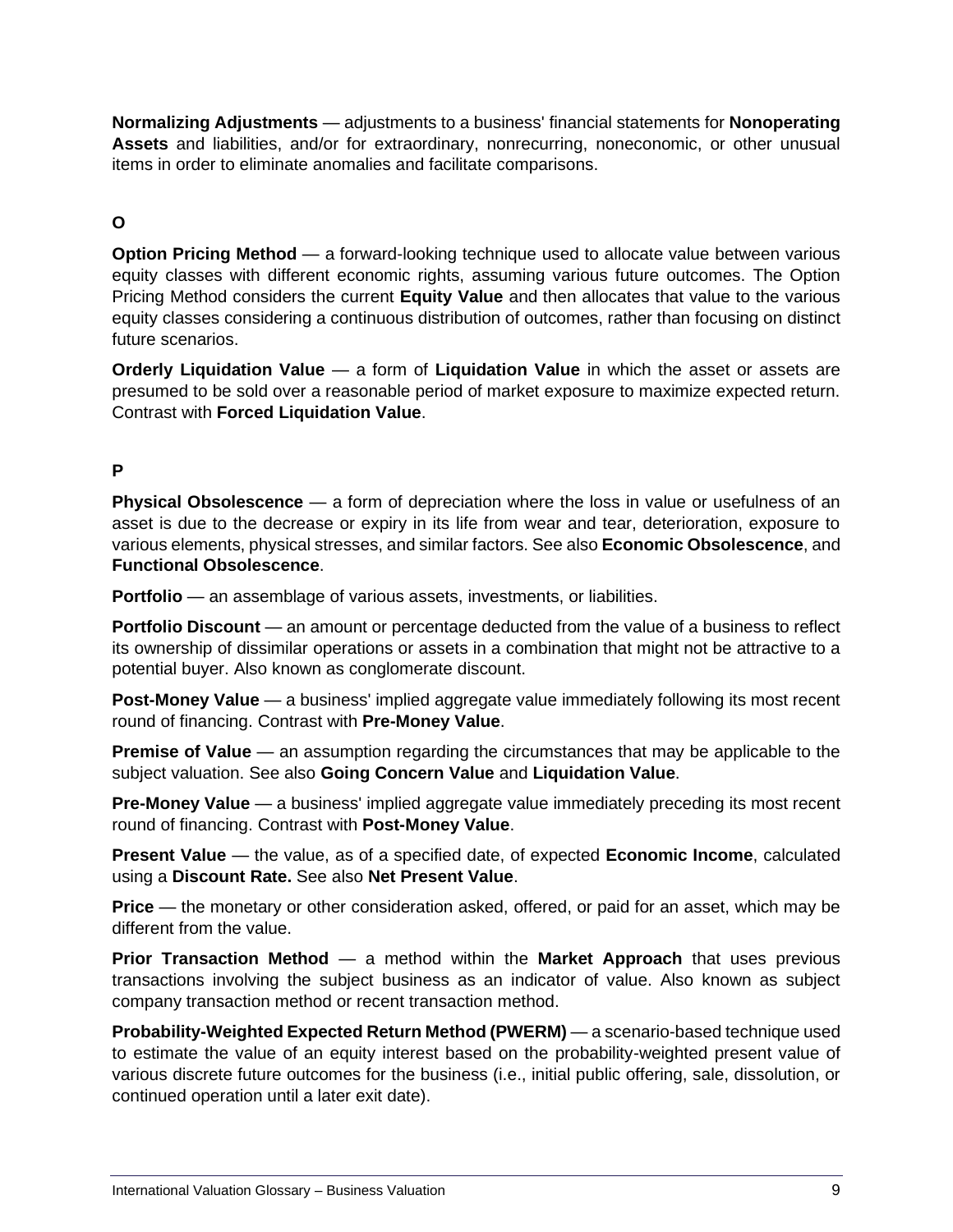**Normalizing Adjustments** — adjustments to a business' financial statements for **Nonoperating Assets** and liabilities, and/or for extraordinary, nonrecurring, noneconomic, or other unusual items in order to eliminate anomalies and facilitate comparisons.

## O

**Option Pricing Method** — a forward-looking technique used to allocate value between various equity classes with different economic rights, assuming various future outcomes. The Option Pricing Method considers the current **Equity Value** and then allocates that value to the various equity classes considering a continuous distribution of outcomes, rather than focusing on distinct future scenarios.

**Orderly Liquidation Value** — a form of **Liquidation Value** in which the asset or assets are presumed to be sold over a reasonable period of market exposure to maximize expected return. Contrast with **Forced Liquidation Value**.

## P

**Physical Obsolescence** — a form of depreciation where the loss in value or usefulness of an asset is due to the decrease or expiry in its life from wear and tear, deterioration, exposure to various elements, physical stresses, and similar factors. See also **Economic Obsolescence**, and **Functional Obsolescence**.

**Portfolio** — an assemblage of various assets, investments, or liabilities.

**Portfolio Discount** — an amount or percentage deducted from the value of a business to reflect its ownership of dissimilar operations or assets in a combination that might not be attractive to a potential buyer. Also known as conglomerate discount.

**Post-Money Value** — a business' implied aggregate value immediately following its most recent round of financing. Contrast with **Pre-Money Value**.

**Premise of Value** — an assumption regarding the circumstances that may be applicable to the subject valuation. See also **Going Concern Value** and **Liquidation Value**.

**Pre-Money Value** — a business' implied aggregate value immediately preceding its most recent round of financing. Contrast with **Post-Money Value**.

**Present Value** — the value, as of a specified date, of expected **Economic Income**, calculated using a **Discount Rate.** See also **Net Present Value**.

**Price** — the monetary or other consideration asked, offered, or paid for an asset, which may be different from the value.

**Prior Transaction Method** — a method within the **Market Approach** that uses previous transactions involving the subject business as an indicator of value. Also known as subject company transaction method or recent transaction method.

**Probability-Weighted Expected Return Method (PWERM)** — a scenario-based technique used to estimate the value of an equity interest based on the probability-weighted present value of various discrete future outcomes for the business (i.e., initial public offering, sale, dissolution, or continued operation until a later exit date).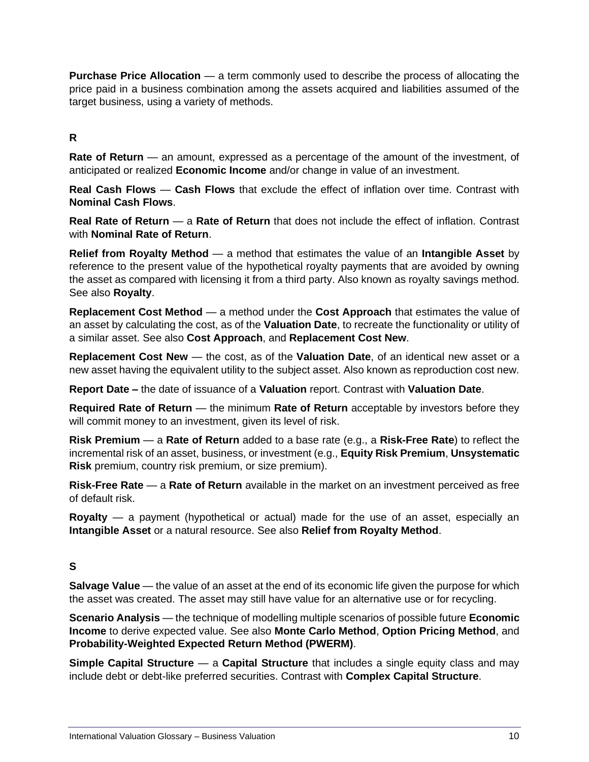**Purchase Price Allocation** — a term commonly used to describe the process of allocating the price paid in a business combination among the assets acquired and liabilities assumed of the target business, using a variety of methods.

## R

**Rate of Return** — an amount, expressed as a percentage of the amount of the investment, of anticipated or realized **Economic Income** and/or change in value of an investment.

**Real Cash Flows** — **Cash Flows** that exclude the effect of inflation over time. Contrast with **Nominal Cash Flows**.

**Real Rate of Return** — a **Rate of Return** that does not include the effect of inflation. Contrast with **Nominal Rate of Return**.

**Relief from Royalty Method** — a method that estimates the value of an **Intangible Asset** by reference to the present value of the hypothetical royalty payments that are avoided by owning the asset as compared with licensing it from a third party. Also known as royalty savings method. See also **Royalty**.

**Replacement Cost Method** — a method under the **Cost Approach** that estimates the value of an asset by calculating the cost, as of the **Valuation Date**, to recreate the functionality or utility of a similar asset. See also **Cost Approach**, and **Replacement Cost New**.

**Replacement Cost New** — the cost, as of the **Valuation Date**, of an identical new asset or a new asset having the equivalent utility to the subject asset. Also known as reproduction cost new.

**Report Date –** the date of issuance of a **Valuation** report. Contrast with **Valuation Date**.

**Required Rate of Return** — the minimum **Rate of Return** acceptable by investors before they will commit money to an investment, given its level of risk.

**Risk Premium** — a **Rate of Return** added to a base rate (e.g., a **Risk-Free Rate**) to reflect the incremental risk of an asset, business, or investment (e.g., **Equity Risk Premium**, **Unsystematic Risk** premium, country risk premium, or size premium).

**Risk-Free Rate** — a **Rate of Return** available in the market on an investment perceived as free of default risk.

**Royalty** — a payment (hypothetical or actual) made for the use of an asset, especially an **Intangible Asset** or a natural resource. See also **Relief from Royalty Method**.

## S

**Salvage Value** — the value of an asset at the end of its economic life given the purpose for which the asset was created. The asset may still have value for an alternative use or for recycling.

**Scenario Analysis** — the technique of modelling multiple scenarios of possible future **Economic Income** to derive expected value. See also **Monte Carlo Method**, **Option Pricing Method**, and **Probability-Weighted Expected Return Method (PWERM)**.

**Simple Capital Structure** — a **Capital Structure** that includes a single equity class and may include debt or debt-like preferred securities. Contrast with **Complex Capital Structure**.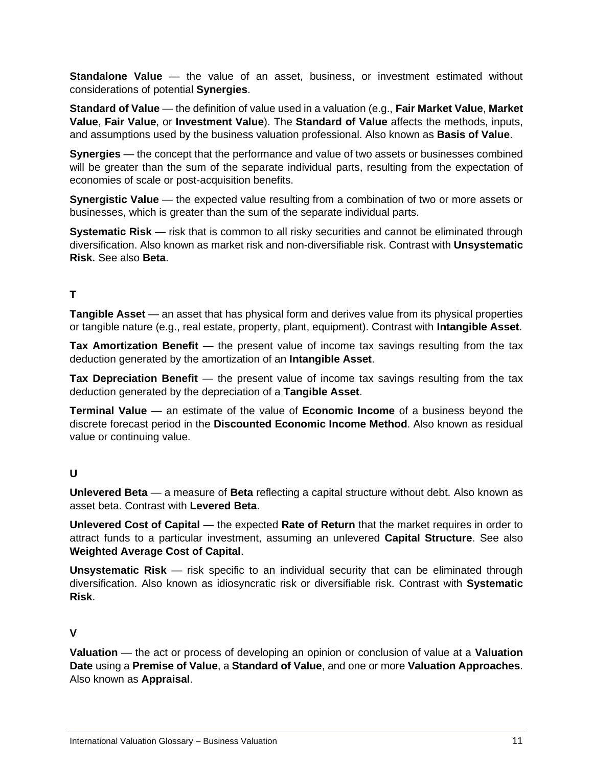**Standalone Value** — the value of an asset, business, or investment estimated without considerations of potential **Synergies**.

**Standard of Value** — the definition of value used in a valuation (e.g., **Fair Market Value**, **Market Value**, **Fair Value**, or **Investment Value**). The **Standard of Value** affects the methods, inputs, and assumptions used by the business valuation professional. Also known as **Basis of Value**.

**Synergies** — the concept that the performance and value of two assets or businesses combined will be greater than the sum of the separate individual parts, resulting from the expectation of economies of scale or post-acquisition benefits.

**Synergistic Value** — the expected value resulting from a combination of two or more assets or businesses, which is greater than the sum of the separate individual parts.

**Systematic Risk** — risk that is common to all risky securities and cannot be eliminated through diversification. Also known as market risk and non-diversifiable risk. Contrast with **Unsystematic Risk.** See also **Beta**.

## T

**Tangible Asset** — an asset that has physical form and derives value from its physical properties or tangible nature (e.g., real estate, property, plant, equipment). Contrast with **Intangible Asset**.

**Tax Amortization Benefit** — the present value of income tax savings resulting from the tax deduction generated by the amortization of an **Intangible Asset**.

**Tax Depreciation Benefit** — the present value of income tax savings resulting from the tax deduction generated by the depreciation of a **Tangible Asset**.

**Terminal Value** — an estimate of the value of **Economic Income** of a business beyond the discrete forecast period in the **Discounted Economic Income Method**. Also known as residual value or continuing value.

## U

**Unlevered Beta** — a measure of **Beta** reflecting a capital structure without debt. Also known as asset beta. Contrast with **Levered Beta**.

**Unlevered Cost of Capital** — the expected **Rate of Return** that the market requires in order to attract funds to a particular investment, assuming an unlevered **Capital Structure**. See also **Weighted Average Cost of Capital**.

**Unsystematic Risk** — risk specific to an individual security that can be eliminated through diversification. Also known as idiosyncratic risk or diversifiable risk. Contrast with **Systematic Risk**.

## V

**Valuation** — the act or process of developing an opinion or conclusion of value at a **Valuation Date** using a **Premise of Value**, a **Standard of Value**, and one or more **Valuation Approaches**. Also known as **Appraisal**.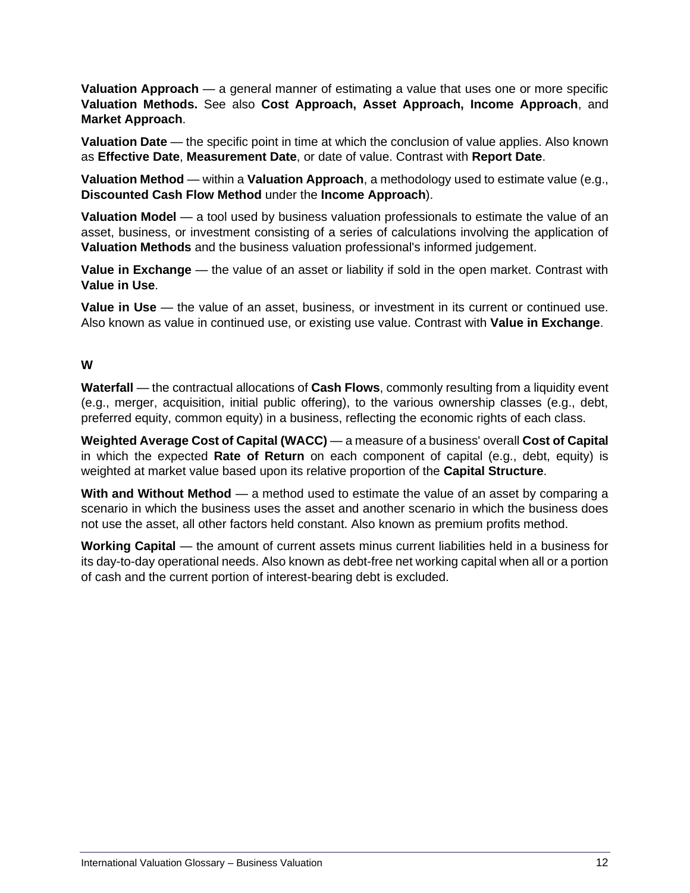**Valuation Approach** — a general manner of estimating a value that uses one or more specific **Valuation Methods.** See also **Cost Approach, Asset Approach, Income Approach**, and **Market Approach**.

**Valuation Date** — the specific point in time at which the conclusion of value applies. Also known as **Effective Date**, **Measurement Date**, or date of value. Contrast with **Report Date**.

**Valuation Method** — within a **Valuation Approach**, a methodology used to estimate value (e.g., **Discounted Cash Flow Method** under the **Income Approach**).

**Valuation Model** — a tool used by business valuation professionals to estimate the value of an asset, business, or investment consisting of a series of calculations involving the application of **Valuation Methods** and the business valuation professional's informed judgement.

**Value in Exchange** — the value of an asset or liability if sold in the open market. Contrast with **Value in Use**.

**Value in Use** — the value of an asset, business, or investment in its current or continued use. Also known as value in continued use, or existing use value. Contrast with **Value in Exchange**.

**W**

**Waterfall** — the contractual allocations of **Cash Flows**, commonly resulting from a liquidity event (e.g., merger, acquisition, initial public offering), to the various ownership classes (e.g., debt, preferred equity, common equity) in a business, reflecting the economic rights of each class.

**Weighted Average Cost of Capital (WACC)** — a measure of a business' overall **Cost of Capital** in which the expected **Rate of Return** on each component of capital (e.g., debt, equity) is weighted at market value based upon its relative proportion of the **Capital Structure**.

**With and Without Method** — a method used to estimate the value of an asset by comparing a scenario in which the business uses the asset and another scenario in which the business does not use the asset, all other factors held constant. Also known as premium profits method.

**Working Capital** — the amount of current assets minus current liabilities held in a business for its day-to-day operational needs. Also known as debt-free net working capital when all or a portion of cash and the current portion of interest-bearing debt is excluded.